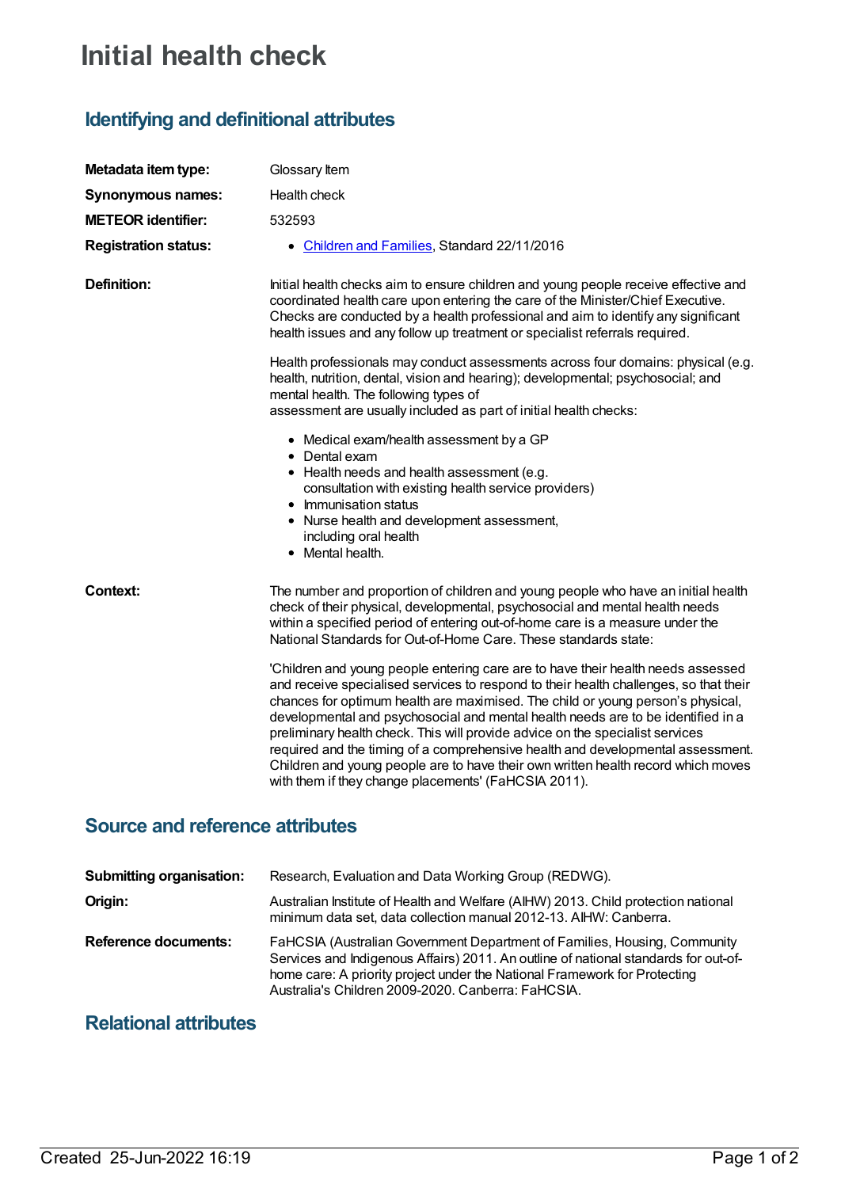# Initial health check

## Identifying and definitional attributes

| | |
|---|---|
| **Metadata item type:** | Glossary Item |
| **Synonymous names:** | Health check |
| **METEOR identifier:** | 532593 |
| **Registration status:** | • Children and Families, Standard 22/11/2016 |

**Definition:**

Initial health checks aim to ensure children and young people receive effective and coordinated health care upon entering the care of the Minister/Chief Executive. Checks are conducted by a health professional and aim to identify any significant health issues and any follow up treatment or specialist referrals required.

Health professionals may conduct assessments across four domains: physical (e.g. health, nutrition, dental, vision and hearing); developmental; psychosocial; and mental health. The following types of assessment are usually included as part of initial health checks:

- Medical exam/health assessment by a GP
- Dental exam
- Health needs and health assessment (e.g. consultation with existing health service providers)
- Immunisation status
- Nurse health and development assessment, including oral health
- Mental health.

**Context:**

The number and proportion of children and young people who have an initial health check of their physical, developmental, psychosocial and mental health needs within a specified period of entering out-of-home care is a measure under the National Standards for Out-of-Home Care. These standards state:

'Children and young people entering care are to have their health needs assessed and receive specialised services to respond to their health challenges, so that their chances for optimum health are maximised. The child or young person's physical, developmental and psychosocial and mental health needs are to be identified in a preliminary health check. This will provide advice on the specialist services required and the timing of a comprehensive health and developmental assessment. Children and young people are to have their own written health record which moves with them if they change placements' (FaHCSIA 2011).

## Source and reference attributes

| | |
|---|---|
| **Submitting organisation:** | Research, Evaluation and Data Working Group (REDWG). |
| **Origin:** | Australian Institute of Health and Welfare (AIHW) 2013. Child protection national minimum data set, data collection manual 2012-13. AIHW: Canberra. |
| **Reference documents:** | FaHCSIA (Australian Government Department of Families, Housing, Community Services and Indigenous Affairs) 2011. An outline of national standards for out-of-home care: A priority project under the National Framework for Protecting Australia's Children 2009-2020. Canberra: FaHCSIA. |

## Relational attributes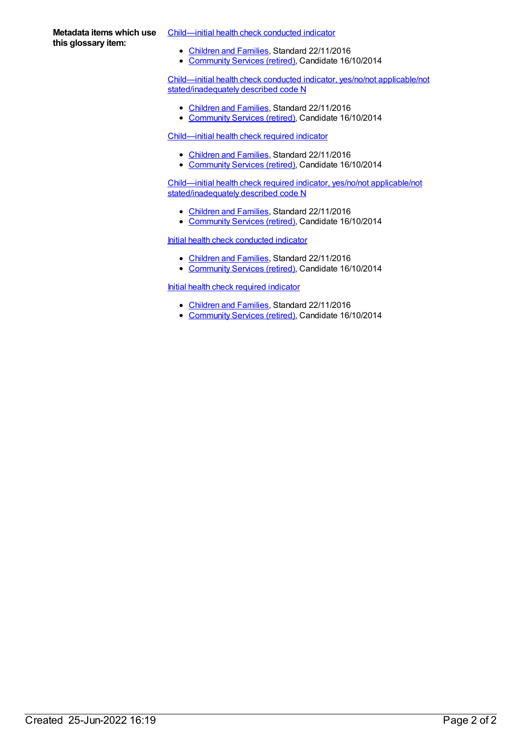**Metadata items which use this glossary item:**

Child—initial health check conducted indicator

- Children and Families, Standard 22/11/2016
- Community Services (retired), Candidate 16/10/2014

Child—initial health check conducted indicator, yes/no/not applicable/not stated/inadequately described code N

- Children and Families, Standard 22/11/2016
- Community Services (retired), Candidate 16/10/2014

Child—initial health check required indicator

- Children and Families, Standard 22/11/2016
- Community Services (retired), Candidate 16/10/2014

Child—initial health check required indicator, yes/no/not applicable/not stated/inadequately described code N

- Children and Families, Standard 22/11/2016
- Community Services (retired), Candidate 16/10/2014

Initial health check conducted indicator

- Children and Families, Standard 22/11/2016
- Community Services (retired), Candidate 16/10/2014

Initial health check required indicator

- Children and Families, Standard 22/11/2016
- Community Services (retired), Candidate 16/10/2014